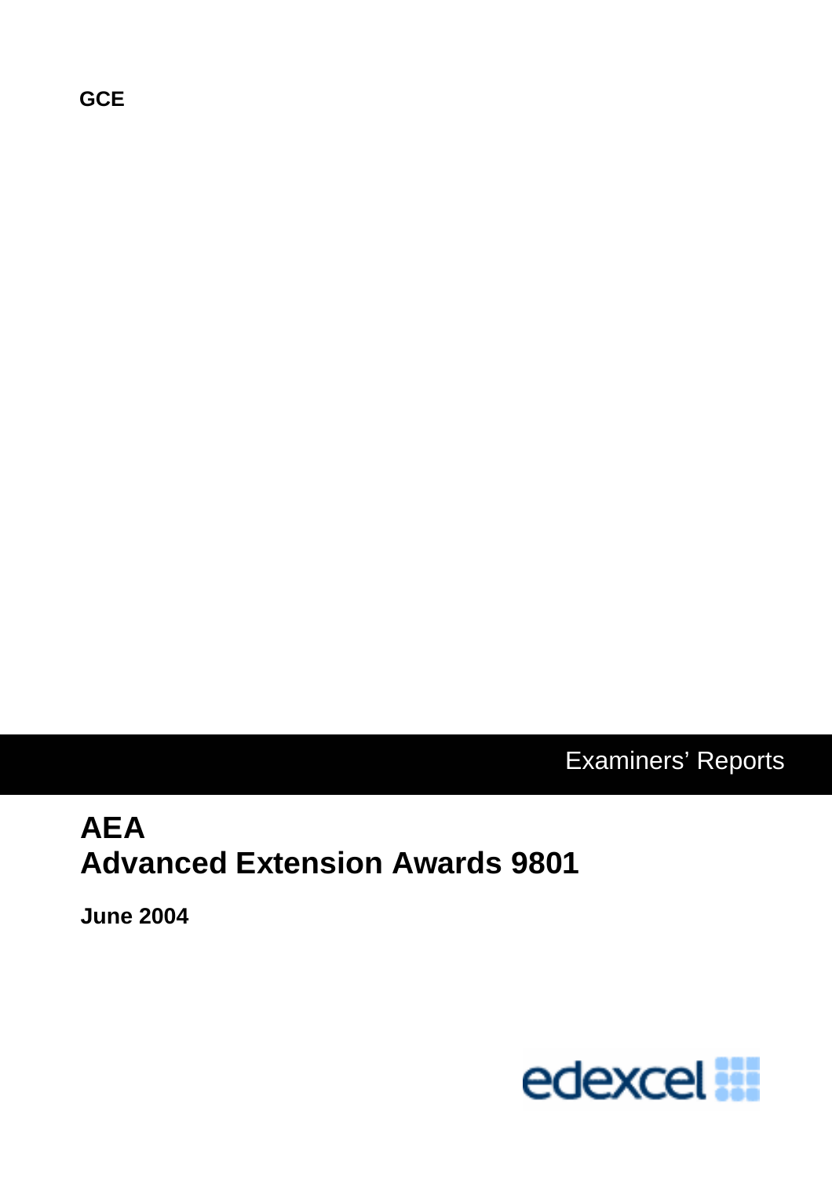**GCE**

Examiners' Reports

# AEA
# Advanced Extension Awards 9801

**June 2004**

edexcel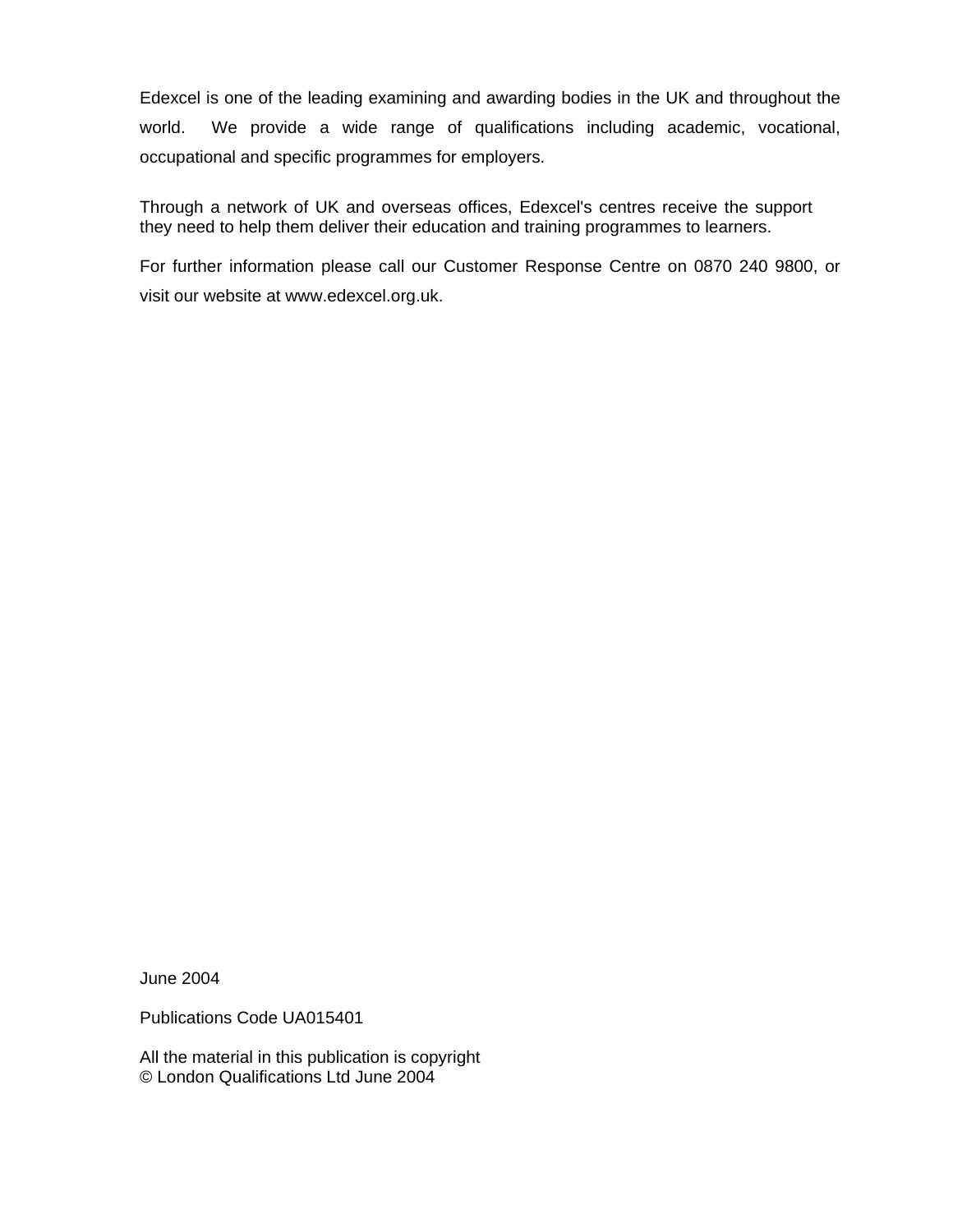Edexcel is one of the leading examining and awarding bodies in the UK and throughout the world. We provide a wide range of qualifications including academic, vocational, occupational and specific programmes for employers.

Through a network of UK and overseas offices, Edexcel's centres receive the support they need to help them deliver their education and training programmes to learners.

For further information please call our Customer Response Centre on 0870 240 9800, or visit our website at www.edexcel.org.uk.

June 2004

Publications Code UA015401

All the material in this publication is copyright
© London Qualifications Ltd June 2004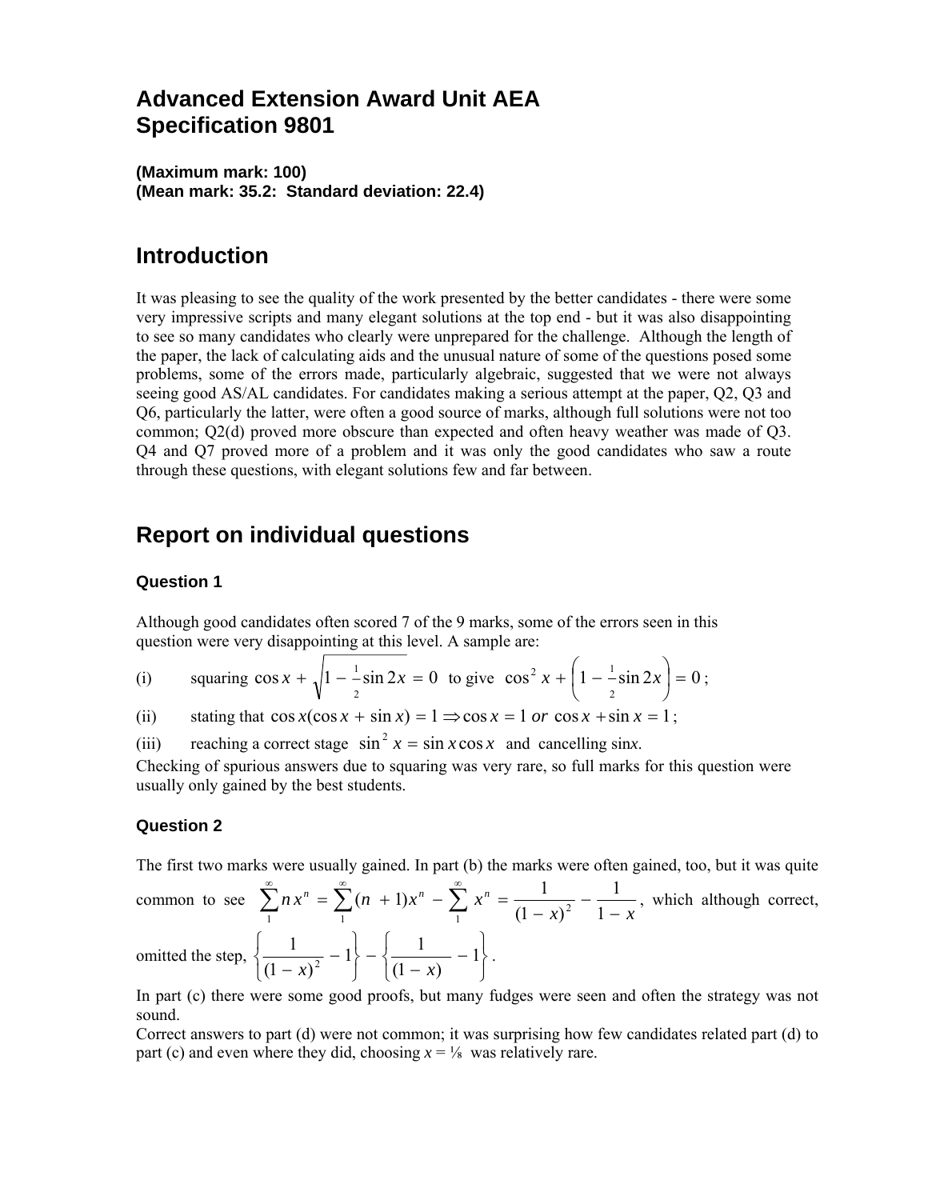# Advanced Extension Award Unit AEA
# Specification 9801

**(Maximum mark: 100)**
**(Mean mark: 35.2: Standard deviation: 22.4)**

## Introduction

It was pleasing to see the quality of the work presented by the better candidates - there were some very impressive scripts and many elegant solutions at the top end - but it was also disappointing to see so many candidates who clearly were unprepared for the challenge. Although the length of the paper, the lack of calculating aids and the unusual nature of some of the questions posed some problems, some of the errors made, particularly algebraic, suggested that we were not always seeing good AS/AL candidates. For candidates making a serious attempt at the paper, Q2, Q3 and Q6, particularly the latter, were often a good source of marks, although full solutions were not too common; Q2(d) proved more obscure than expected and often heavy weather was made of Q3. Q4 and Q7 proved more of a problem and it was only the good candidates who saw a route through these questions, with elegant solutions few and far between.

## Report on individual questions

### Question 1

Although good candidates often scored 7 of the 9 marks, some of the errors seen in this question were very disappointing at this level. A sample are:

(i) squaring $\cos x + \sqrt{1 - \frac{1}{2}\sin 2x} = 0$ to give $\cos^2 x + \left(1 - \frac{1}{2}\sin 2x\right) = 0$;

(ii) stating that $\cos x(\cos x + \sin x) = 1 \Rightarrow \cos x = 1 \; or \; \cos x + \sin x = 1$;

(iii) reaching a correct stage $\sin^2 x = \sin x \cos x$ and cancelling sin*x*.

Checking of spurious answers due to squaring was very rare, so full marks for this question were usually only gained by the best students.

### Question 2

The first two marks were usually gained. In part (b) the marks were often gained, too, but it was quite common to see $\sum_1^\infty n x^n = \sum_1^\infty (n+1)x^n - \sum_1^\infty x^n = \frac{1}{(1-x)^2} - \frac{1}{1-x}$, which although correct, omitted the step, $\left\{\frac{1}{(1-x)^2} - 1\right\} - \left\{\frac{1}{(1-x)} - 1\right\}$.

In part (c) there were some good proofs, but many fudges were seen and often the strategy was not sound.

Correct answers to part (d) were not common; it was surprising how few candidates related part (d) to part (c) and even where they did, choosing $x = \frac{1}{8}$ was relatively rare.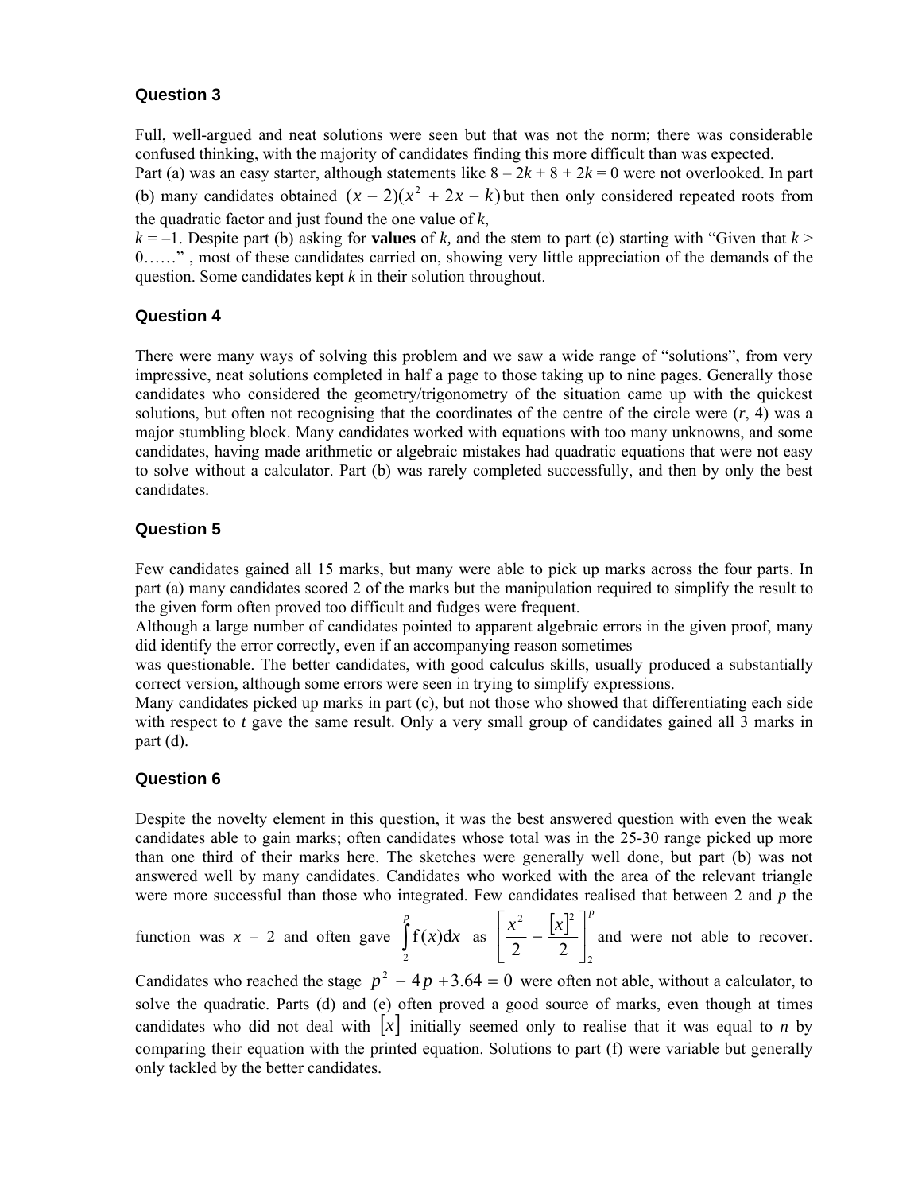### Question 3

Full, well-argued and neat solutions were seen but that was not the norm; there was considerable confused thinking, with the majority of candidates finding this more difficult than was expected.

Part (a) was an easy starter, although statements like $8 – 2k + 8 + 2k = 0$ were not overlooked. In part (b) many candidates obtained $(x - 2)(x^2 + 2x - k)$ but then only considered repeated roots from the quadratic factor and just found the one value of $k$,

$k = –1$. Despite part (b) asking for **values** of $k$, and the stem to part (c) starting with "Given that $k >$ 0……" , most of these candidates carried on, showing very little appreciation of the demands of the question. Some candidates kept $k$ in their solution throughout.

### Question 4

There were many ways of solving this problem and we saw a wide range of "solutions", from very impressive, neat solutions completed in half a page to those taking up to nine pages. Generally those candidates who considered the geometry/trigonometry of the situation came up with the quickest solutions, but often not recognising that the coordinates of the centre of the circle were $(r, 4)$ was a major stumbling block. Many candidates worked with equations with too many unknowns, and some candidates, having made arithmetic or algebraic mistakes had quadratic equations that were not easy to solve without a calculator. Part (b) was rarely completed successfully, and then by only the best candidates.

### Question 5

Few candidates gained all 15 marks, but many were able to pick up marks across the four parts. In part (a) many candidates scored 2 of the marks but the manipulation required to simplify the result to the given form often proved too difficult and fudges were frequent.

Although a large number of candidates pointed to apparent algebraic errors in the given proof, many did identify the error correctly, even if an accompanying reason sometimes was questionable. The better candidates, with good calculus skills, usually produced a substantially correct version, although some errors were seen in trying to simplify expressions.

Many candidates picked up marks in part (c), but not those who showed that differentiating each side with respect to $t$ gave the same result. Only a very small group of candidates gained all 3 marks in part (d).

### Question 6

Despite the novelty element in this question, it was the best answered question with even the weak candidates able to gain marks; often candidates whose total was in the 25-30 range picked up more than one third of their marks here. The sketches were generally well done, but part (b) was not answered well by many candidates. Candidates who worked with the area of the relevant triangle were more successful than those who integrated. Few candidates realised that between 2 and $p$ the function was $x – 2$ and often gave $\int_2^p \mathrm{f}(x)\,\mathrm{d}x$ as $\left[\frac{x^2}{2} - \frac{[x]^2}{2}\right]_2^p$ and were not able to recover. Candidates who reached the stage $p^2 - 4p + 3.64 = 0$ were often not able, without a calculator, to solve the quadratic. Parts (d) and (e) often proved a good source of marks, even though at times candidates who did not deal with $[x]$ initially seemed only to realise that it was equal to $n$ by comparing their equation with the printed equation. Solutions to part (f) were variable but generally only tackled by the better candidates.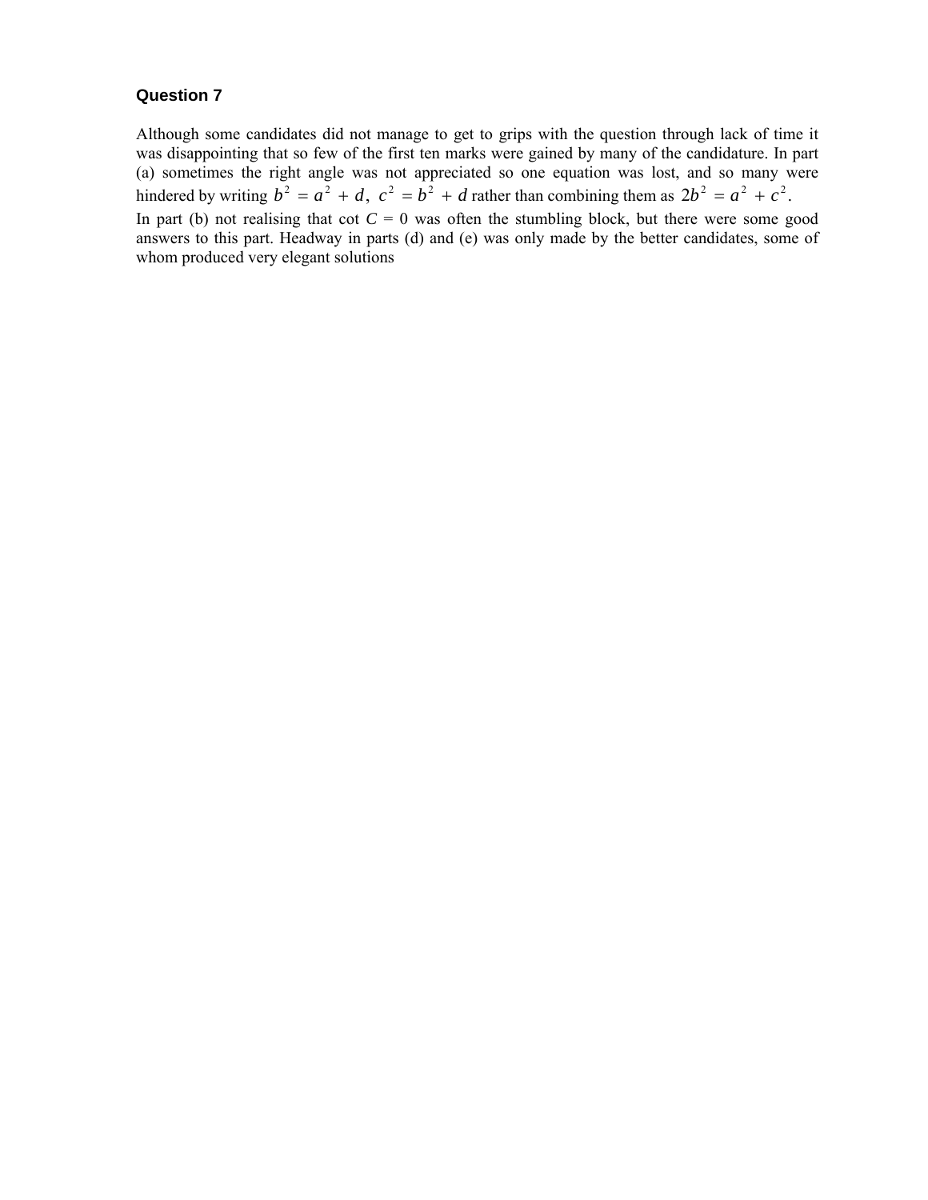**Question 7**

Although some candidates did not manage to get to grips with the question through lack of time it was disappointing that so few of the first ten marks were gained by many of the candidature. In part (a) sometimes the right angle was not appreciated so one equation was lost, and so many were hindered by writing $b^2 = a^2 + d$, $c^2 = b^2 + d$ rather than combining them as $2b^2 = a^2 + c^2$.

In part (b) not realising that cot $C = 0$ was often the stumbling block, but there were some good answers to this part. Headway in parts (d) and (e) was only made by the better candidates, some of whom produced very elegant solutions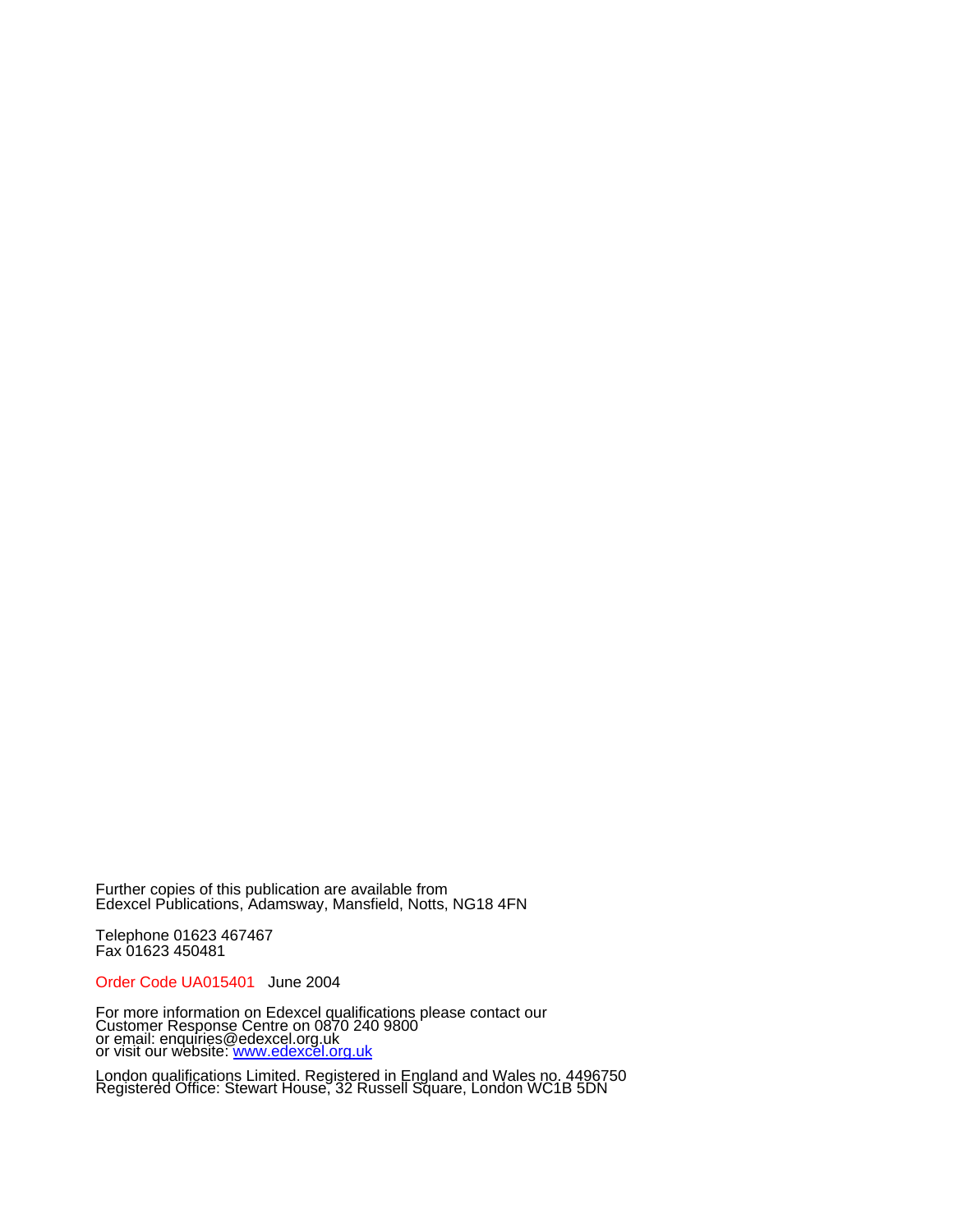Further copies of this publication are available from
Edexcel Publications, Adamsway, Mansfield, Notts, NG18 4FN

Telephone 01623 467467
Fax 01623 450481

Order Code UA015401 June 2004

For more information on Edexcel qualifications please contact our
Customer Response Centre on 0870 240 9800
or email: enquiries@edexcel.org.uk
or visit our website: www.edexcel.org.uk

London qualifications Limited. Registered in England and Wales no. 4496750
Registered Office: Stewart House, 32 Russell Square, London WC1B 5DN